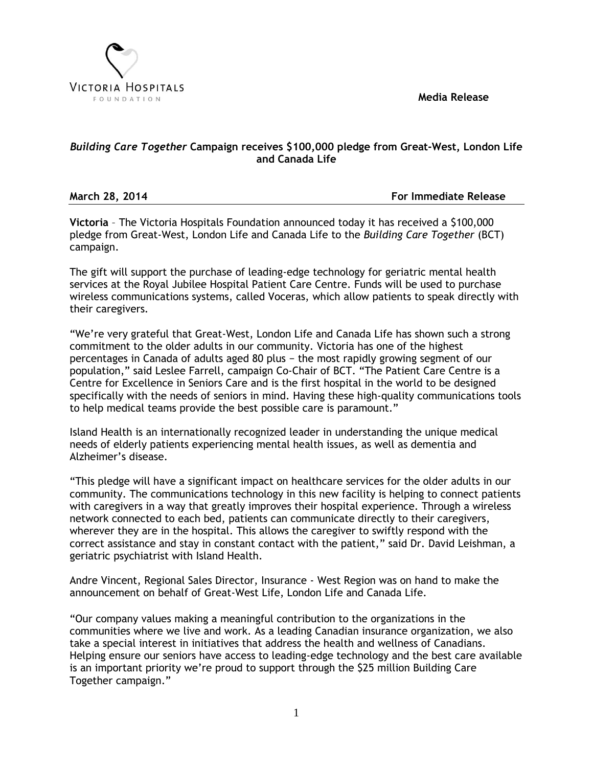VICTORIA HOSPITALS
FOUNDATION

**Media Release**

## *Building Care Together* Campaign receives $100,000 pledge from Great-West, London Life and Canada Life

**March 28, 2014** **For Immediate Release**

**Victoria** – The Victoria Hospitals Foundation announced today it has received a $100,000 pledge from Great-West, London Life and Canada Life to the *Building Care Together* (BCT) campaign.

The gift will support the purchase of leading-edge technology for geriatric mental health services at the Royal Jubilee Hospital Patient Care Centre. Funds will be used to purchase wireless communications systems, called Voceras, which allow patients to speak directly with their caregivers.

"We're very grateful that Great-West, London Life and Canada Life has shown such a strong commitment to the older adults in our community. Victoria has one of the highest percentages in Canada of adults aged 80 plus − the most rapidly growing segment of our population," said Leslee Farrell, campaign Co-Chair of BCT. "The Patient Care Centre is a Centre for Excellence in Seniors Care and is the first hospital in the world to be designed specifically with the needs of seniors in mind. Having these high-quality communications tools to help medical teams provide the best possible care is paramount."

Island Health is an internationally recognized leader in understanding the unique medical needs of elderly patients experiencing mental health issues, as well as dementia and Alzheimer's disease.

"This pledge will have a significant impact on healthcare services for the older adults in our community. The communications technology in this new facility is helping to connect patients with caregivers in a way that greatly improves their hospital experience. Through a wireless network connected to each bed, patients can communicate directly to their caregivers, wherever they are in the hospital. This allows the caregiver to swiftly respond with the correct assistance and stay in constant contact with the patient," said Dr. David Leishman, a geriatric psychiatrist with Island Health.

Andre Vincent, Regional Sales Director, Insurance - West Region was on hand to make the announcement on behalf of Great-West Life, London Life and Canada Life.

"Our company values making a meaningful contribution to the organizations in the communities where we live and work. As a leading Canadian insurance organization, we also take a special interest in initiatives that address the health and wellness of Canadians. Helping ensure our seniors have access to leading-edge technology and the best care available is an important priority we're proud to support through the $25 million Building Care Together campaign."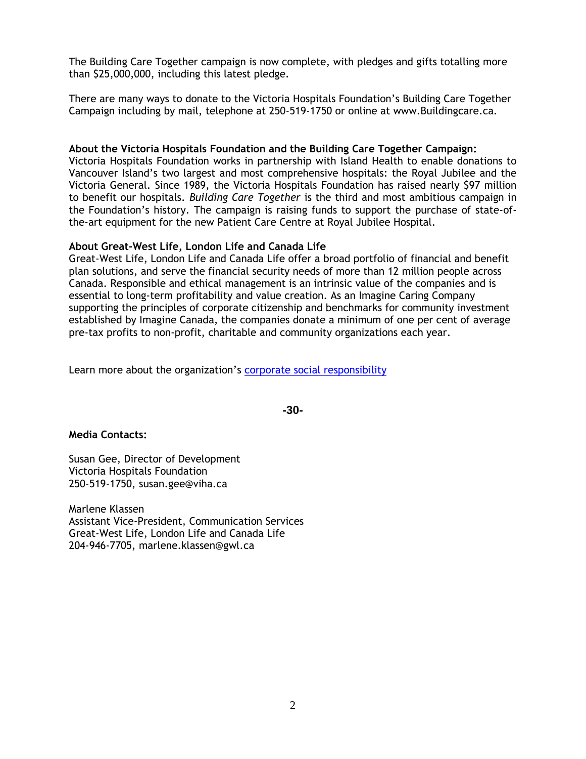The Building Care Together campaign is now complete, with pledges and gifts totalling more than $25,000,000, including this latest pledge.

There are many ways to donate to the Victoria Hospitals Foundation's Building Care Together Campaign including by mail, telephone at 250-519-1750 or online at www.Buildingcare.ca.

**About the Victoria Hospitals Foundation and the Building Care Together Campaign:**
Victoria Hospitals Foundation works in partnership with Island Health to enable donations to Vancouver Island's two largest and most comprehensive hospitals: the Royal Jubilee and the Victoria General. Since 1989, the Victoria Hospitals Foundation has raised nearly $97 million to benefit our hospitals. *Building Care Together* is the third and most ambitious campaign in the Foundation's history. The campaign is raising funds to support the purchase of state-of-the-art equipment for the new Patient Care Centre at Royal Jubilee Hospital.

**About Great-West Life, London Life and Canada Life**
Great-West Life, London Life and Canada Life offer a broad portfolio of financial and benefit plan solutions, and serve the financial security needs of more than 12 million people across Canada. Responsible and ethical management is an intrinsic value of the companies and is essential to long-term profitability and value creation. As an Imagine Caring Company supporting the principles of corporate citizenship and benchmarks for community investment established by Imagine Canada, the companies donate a minimum of one per cent of average pre-tax profits to non-profit, charitable and community organizations each year.

Learn more about the organization's corporate social responsibility

-30-

**Media Contacts:**

Susan Gee, Director of Development
Victoria Hospitals Foundation
250-519-1750, susan.gee@viha.ca

Marlene Klassen
Assistant Vice-President, Communication Services
Great-West Life, London Life and Canada Life
204-946-7705, marlene.klassen@gwl.ca